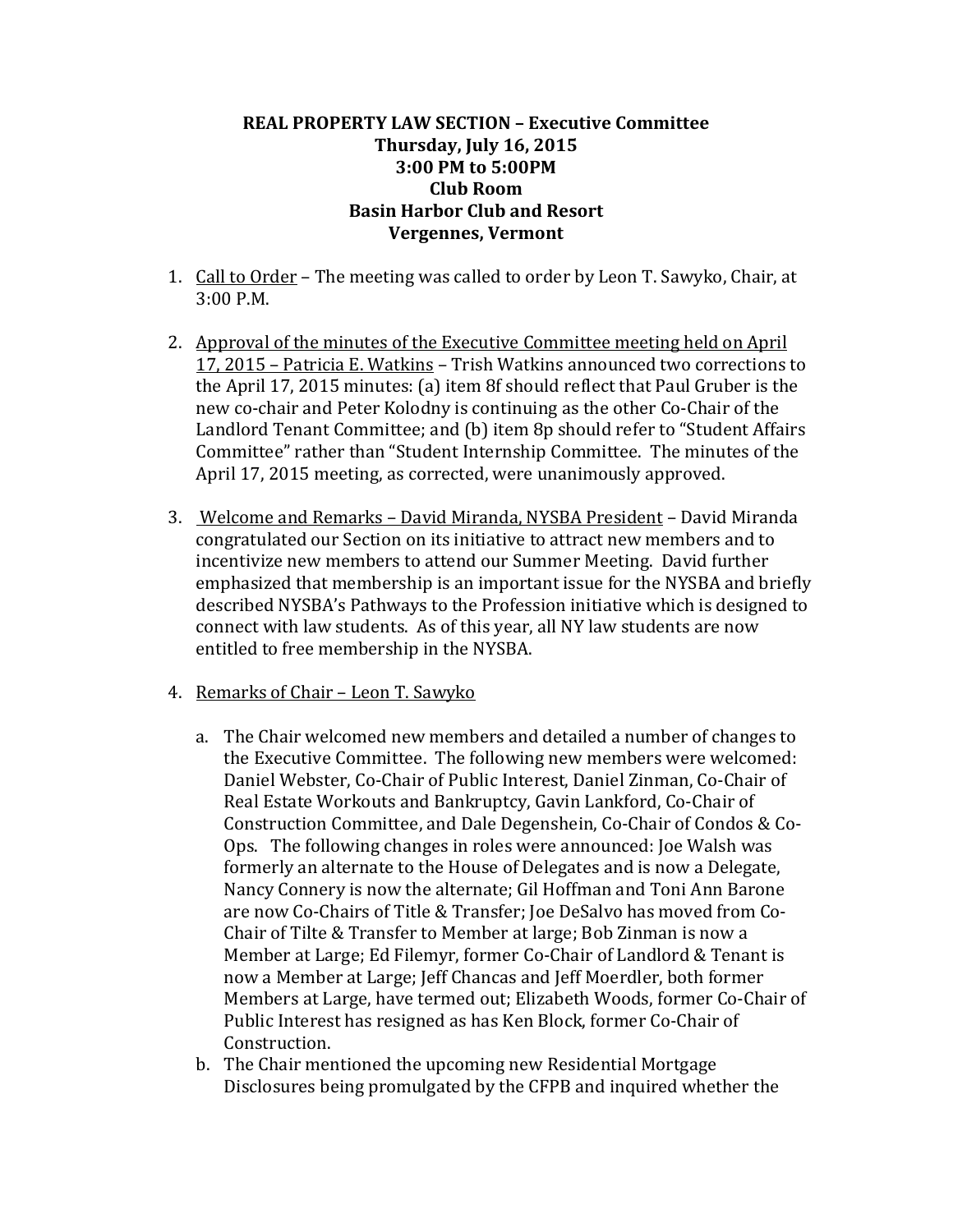**REAL PROPERTY LAW SECTION – Executive Committee**
**Thursday, July 16, 2015**
**3:00 PM to 5:00PM**
**Club Room**
**Basin Harbor Club and Resort**
**Vergennes, Vermont**

1. Call to Order – The meeting was called to order by Leon T. Sawyko, Chair, at 3:00 P.M.

2. Approval of the minutes of the Executive Committee meeting held on April 17, 2015 – Patricia E. Watkins – Trish Watkins announced two corrections to the April 17, 2015 minutes: (a) item 8f should reflect that Paul Gruber is the new co-chair and Peter Kolodny is continuing as the other Co-Chair of the Landlord Tenant Committee; and (b) item 8p should refer to "Student Affairs Committee" rather than "Student Internship Committee. The minutes of the April 17, 2015 meeting, as corrected, were unanimously approved.

3. Welcome and Remarks – David Miranda, NYSBA President – David Miranda congratulated our Section on its initiative to attract new members and to incentivize new members to attend our Summer Meeting. David further emphasized that membership is an important issue for the NYSBA and briefly described NYSBA's Pathways to the Profession initiative which is designed to connect with law students. As of this year, all NY law students are now entitled to free membership in the NYSBA.

4. Remarks of Chair – Leon T. Sawyko

   a. The Chair welcomed new members and detailed a number of changes to the Executive Committee. The following new members were welcomed: Daniel Webster, Co-Chair of Public Interest, Daniel Zinman, Co-Chair of Real Estate Workouts and Bankruptcy, Gavin Lankford, Co-Chair of Construction Committee, and Dale Degenshein, Co-Chair of Condos & Co-Ops. The following changes in roles were announced: Joe Walsh was formerly an alternate to the House of Delegates and is now a Delegate, Nancy Connery is now the alternate; Gil Hoffman and Toni Ann Barone are now Co-Chairs of Title & Transfer; Joe DeSalvo has moved from Co-Chair of Tilte & Transfer to Member at large; Bob Zinman is now a Member at Large; Ed Filemyr, former Co-Chair of Landlord & Tenant is now a Member at Large; Jeff Chancas and Jeff Moerdler, both former Members at Large, have termed out; Elizabeth Woods, former Co-Chair of Public Interest has resigned as has Ken Block, former Co-Chair of Construction.

   b. The Chair mentioned the upcoming new Residential Mortgage Disclosures being promulgated by the CFPB and inquired whether the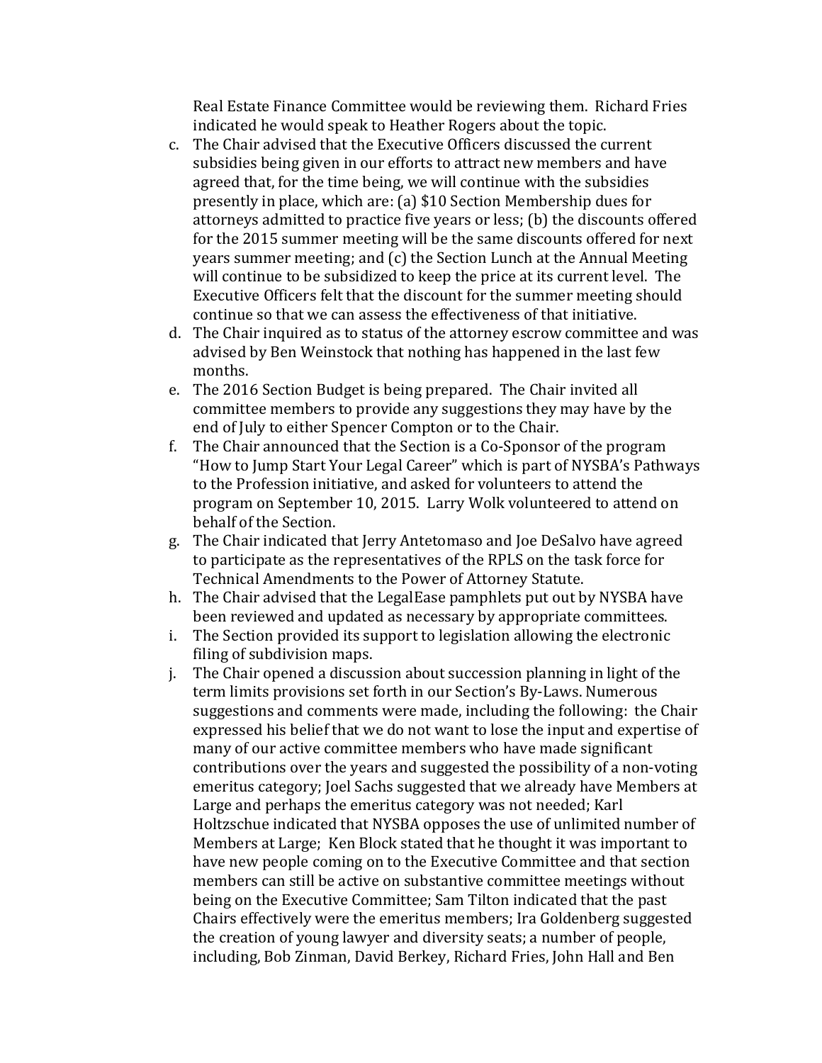Real Estate Finance Committee would be reviewing them. Richard Fries indicated he would speak to Heather Rogers about the topic.

c. The Chair advised that the Executive Officers discussed the current subsidies being given in our efforts to attract new members and have agreed that, for the time being, we will continue with the subsidies presently in place, which are: (a) $10 Section Membership dues for attorneys admitted to practice five years or less; (b) the discounts offered for the 2015 summer meeting will be the same discounts offered for next years summer meeting; and (c) the Section Lunch at the Annual Meeting will continue to be subsidized to keep the price at its current level. The Executive Officers felt that the discount for the summer meeting should continue so that we can assess the effectiveness of that initiative.
d. The Chair inquired as to status of the attorney escrow committee and was advised by Ben Weinstock that nothing has happened in the last few months.
e. The 2016 Section Budget is being prepared. The Chair invited all committee members to provide any suggestions they may have by the end of July to either Spencer Compton or to the Chair.
f. The Chair announced that the Section is a Co-Sponsor of the program "How to Jump Start Your Legal Career" which is part of NYSBA's Pathways to the Profession initiative, and asked for volunteers to attend the program on September 10, 2015. Larry Wolk volunteered to attend on behalf of the Section.
g. The Chair indicated that Jerry Antetomaso and Joe DeSalvo have agreed to participate as the representatives of the RPLS on the task force for Technical Amendments to the Power of Attorney Statute.
h. The Chair advised that the LegalEase pamphlets put out by NYSBA have been reviewed and updated as necessary by appropriate committees.
i. The Section provided its support to legislation allowing the electronic filing of subdivision maps.
j. The Chair opened a discussion about succession planning in light of the term limits provisions set forth in our Section's By-Laws. Numerous suggestions and comments were made, including the following: the Chair expressed his belief that we do not want to lose the input and expertise of many of our active committee members who have made significant contributions over the years and suggested the possibility of a non-voting emeritus category; Joel Sachs suggested that we already have Members at Large and perhaps the emeritus category was not needed; Karl Holtzschue indicated that NYSBA opposes the use of unlimited number of Members at Large; Ken Block stated that he thought it was important to have new people coming on to the Executive Committee and that section members can still be active on substantive committee meetings without being on the Executive Committee; Sam Tilton indicated that the past Chairs effectively were the emeritus members; Ira Goldenberg suggested the creation of young lawyer and diversity seats; a number of people, including, Bob Zinman, David Berkey, Richard Fries, John Hall and Ben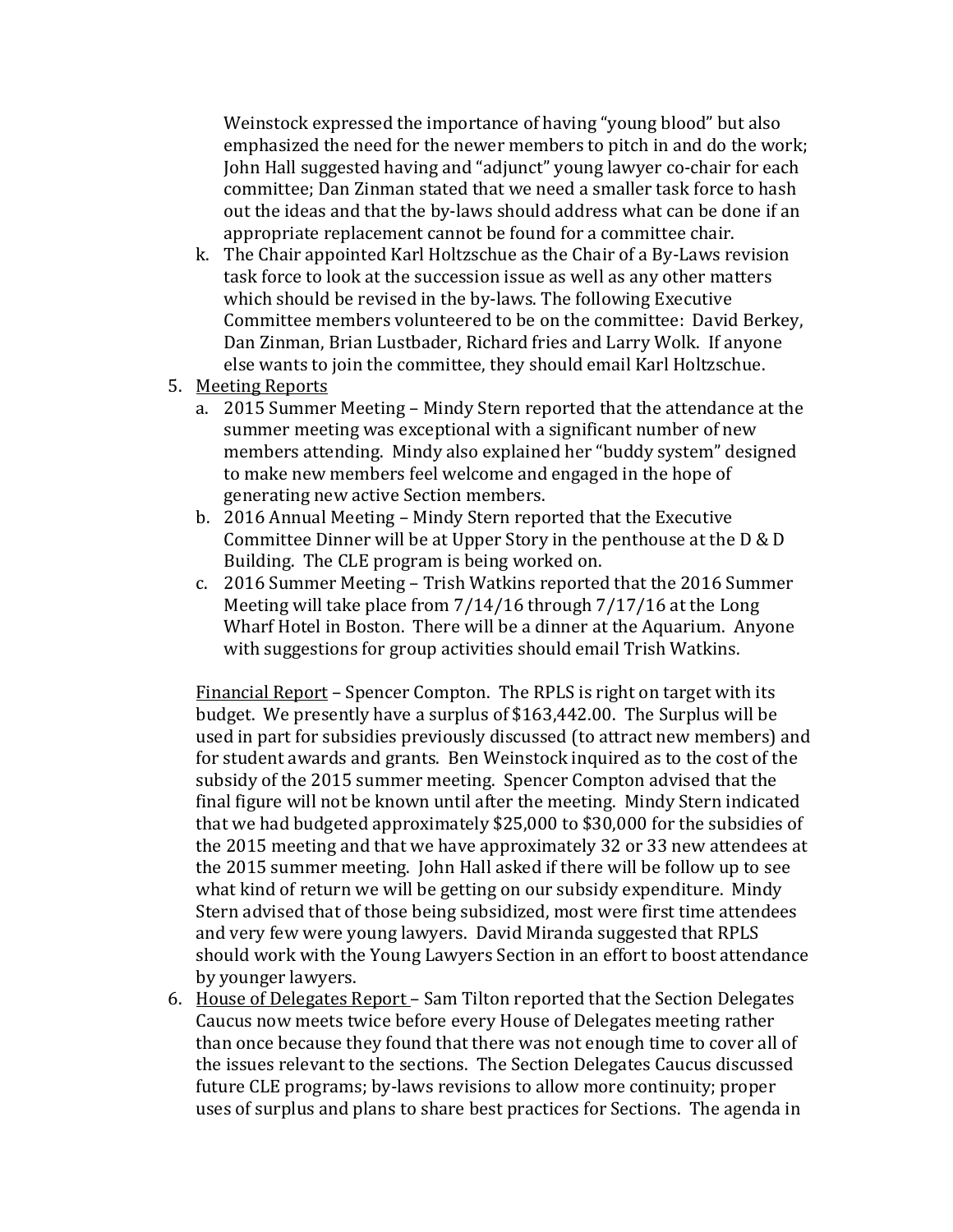Weinstock expressed the importance of having "young blood" but also emphasized the need for the newer members to pitch in and do the work; John Hall suggested having and "adjunct" young lawyer co-chair for each committee; Dan Zinman stated that we need a smaller task force to hash out the ideas and that the by-laws should address what can be done if an appropriate replacement cannot be found for a committee chair.

   k. The Chair appointed Karl Holtzschue as the Chair of a By-Laws revision task force to look at the succession issue as well as any other matters which should be revised in the by-laws. The following Executive Committee members volunteered to be on the committee: David Berkey, Dan Zinman, Brian Lustbader, Richard fries and Larry Wolk. If anyone else wants to join the committee, they should email Karl Holtzschue.

5. <u>Meeting Reports</u>
   a. 2015 Summer Meeting – Mindy Stern reported that the attendance at the summer meeting was exceptional with a significant number of new members attending. Mindy also explained her "buddy system" designed to make new members feel welcome and engaged in the hope of generating new active Section members.
   b. 2016 Annual Meeting – Mindy Stern reported that the Executive Committee Dinner will be at Upper Story in the penthouse at the D & D Building. The CLE program is being worked on.
   c. 2016 Summer Meeting – Trish Watkins reported that the 2016 Summer Meeting will take place from 7/14/16 through 7/17/16 at the Long Wharf Hotel in Boston. There will be a dinner at the Aquarium. Anyone with suggestions for group activities should email Trish Watkins.

   <u>Financial Report</u> – Spencer Compton. The RPLS is right on target with its budget. We presently have a surplus of $163,442.00. The Surplus will be used in part for subsidies previously discussed (to attract new members) and for student awards and grants. Ben Weinstock inquired as to the cost of the subsidy of the 2015 summer meeting. Spencer Compton advised that the final figure will not be known until after the meeting. Mindy Stern indicated that we had budgeted approximately $25,000 to $30,000 for the subsidies of the 2015 meeting and that we have approximately 32 or 33 new attendees at the 2015 summer meeting. John Hall asked if there will be follow up to see what kind of return we will be getting on our subsidy expenditure. Mindy Stern advised that of those being subsidized, most were first time attendees and very few were young lawyers. David Miranda suggested that RPLS should work with the Young Lawyers Section in an effort to boost attendance by younger lawyers.

6. <u>House of Delegates Report</u> – Sam Tilton reported that the Section Delegates Caucus now meets twice before every House of Delegates meeting rather than once because they found that there was not enough time to cover all of the issues relevant to the sections. The Section Delegates Caucus discussed future CLE programs; by-laws revisions to allow more continuity; proper uses of surplus and plans to share best practices for Sections. The agenda in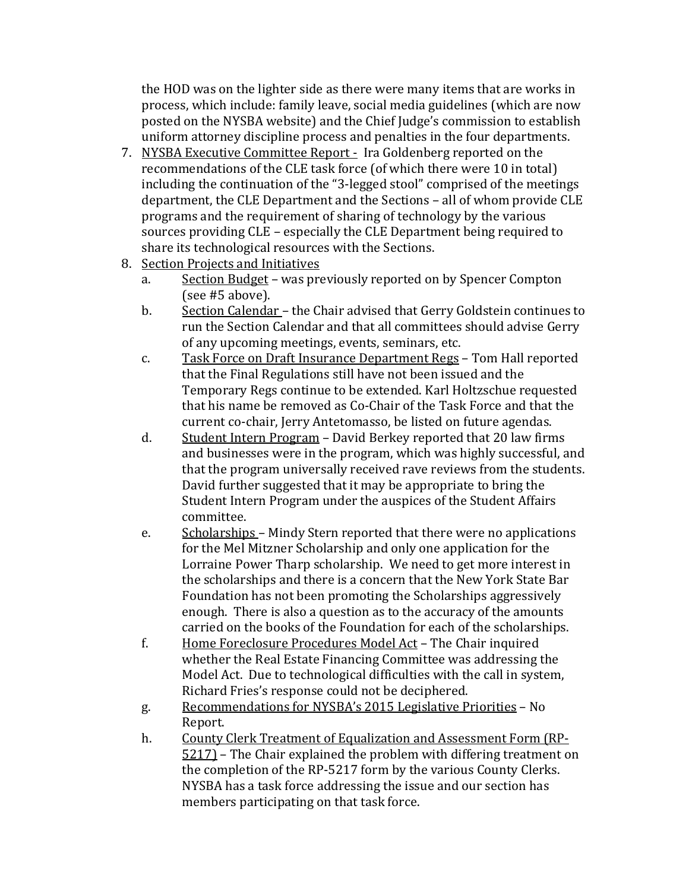the HOD was on the lighter side as there were many items that are works in process, which include: family leave, social media guidelines (which are now posted on the NYSBA website) and the Chief Judge's commission to establish uniform attorney discipline process and penalties in the four departments.

7. <u>NYSBA Executive Committee Report -</u> Ira Goldenberg reported on the recommendations of the CLE task force (of which there were 10 in total) including the continuation of the "3-legged stool" comprised of the meetings department, the CLE Department and the Sections – all of whom provide CLE programs and the requirement of sharing of technology by the various sources providing CLE – especially the CLE Department being required to share its technological resources with the Sections.
8. <u>Section Projects and Initiatives</u>
   a. <u>Section Budget</u> – was previously reported on by Spencer Compton (see #5 above).
   b. <u>Section Calendar</u> – the Chair advised that Gerry Goldstein continues to run the Section Calendar and that all committees should advise Gerry of any upcoming meetings, events, seminars, etc.
   c. <u>Task Force on Draft Insurance Department Regs</u> – Tom Hall reported that the Final Regulations still have not been issued and the Temporary Regs continue to be extended. Karl Holtzschue requested that his name be removed as Co-Chair of the Task Force and that the current co-chair, Jerry Antetomasso, be listed on future agendas.
   d. <u>Student Intern Program</u> – David Berkey reported that 20 law firms and businesses were in the program, which was highly successful, and that the program universally received rave reviews from the students. David further suggested that it may be appropriate to bring the Student Intern Program under the auspices of the Student Affairs committee.
   e. <u>Scholarships</u> – Mindy Stern reported that there were no applications for the Mel Mitzner Scholarship and only one application for the Lorraine Power Tharp scholarship. We need to get more interest in the scholarships and there is a concern that the New York State Bar Foundation has not been promoting the Scholarships aggressively enough. There is also a question as to the accuracy of the amounts carried on the books of the Foundation for each of the scholarships.
   f. <u>Home Foreclosure Procedures Model Act</u> – The Chair inquired whether the Real Estate Financing Committee was addressing the Model Act. Due to technological difficulties with the call in system, Richard Fries's response could not be deciphered.
   g. <u>Recommendations for NYSBA's 2015 Legislative Priorities</u> – No Report.
   h. <u>County Clerk Treatment of Equalization and Assessment Form (RP-5217)</u> – The Chair explained the problem with differing treatment on the completion of the RP-5217 form by the various County Clerks. NYSBA has a task force addressing the issue and our section has members participating on that task force.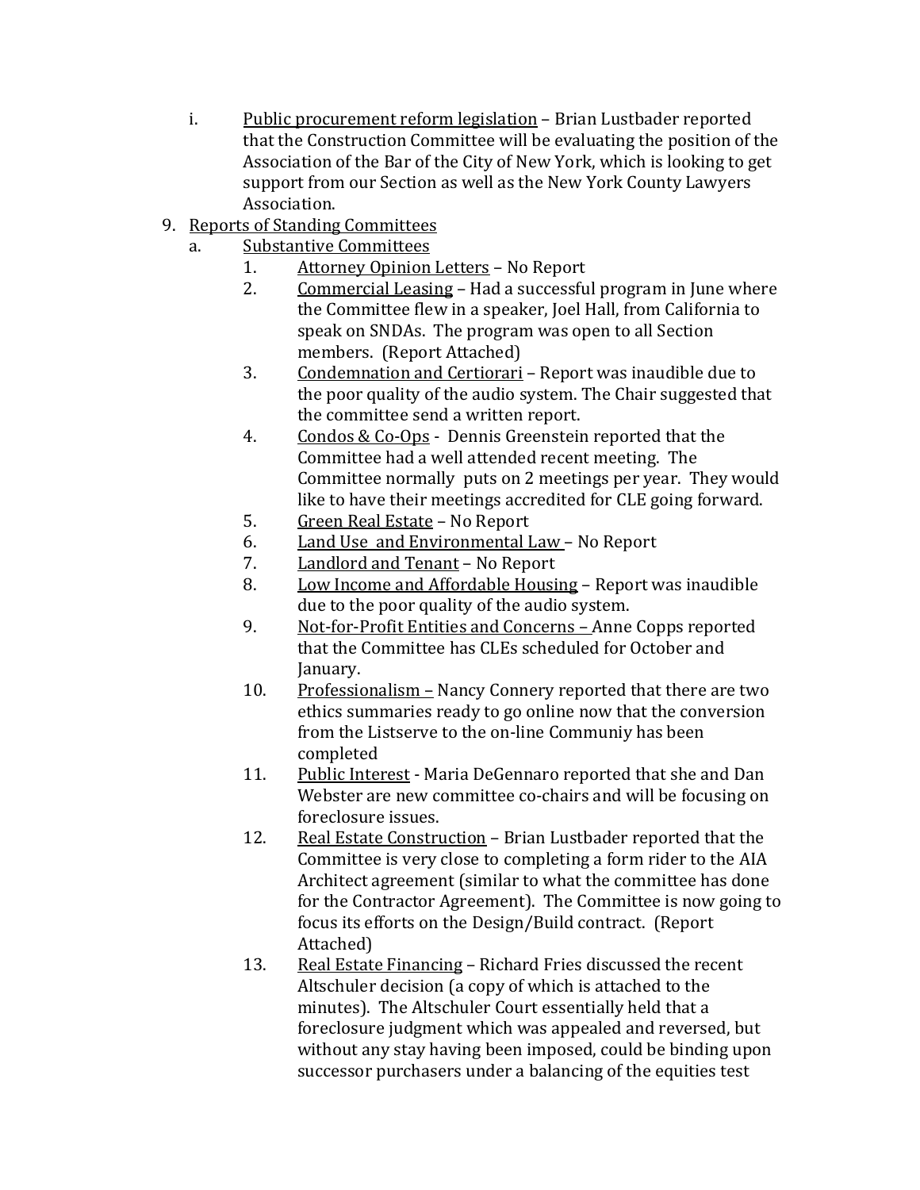i. Public procurement reform legislation – Brian Lustbader reported that the Construction Committee will be evaluating the position of the Association of the Bar of the City of New York, which is looking to get support from our Section as well as the New York County Lawyers Association.

9. Reports of Standing Committees
   a. Substantive Committees
      1. Attorney Opinion Letters – No Report
      2. Commercial Leasing – Had a successful program in June where the Committee flew in a speaker, Joel Hall, from California to speak on SNDAs. The program was open to all Section members. (Report Attached)
      3. Condemnation and Certiorari – Report was inaudible due to the poor quality of the audio system. The Chair suggested that the committee send a written report.
      4. Condos & Co-Ops - Dennis Greenstein reported that the Committee had a well attended recent meeting. The Committee normally puts on 2 meetings per year. They would like to have their meetings accredited for CLE going forward.
      5. Green Real Estate – No Report
      6. Land Use and Environmental Law – No Report
      7. Landlord and Tenant – No Report
      8. Low Income and Affordable Housing – Report was inaudible due to the poor quality of the audio system.
      9. Not-for-Profit Entities and Concerns – Anne Copps reported that the Committee has CLEs scheduled for October and January.
      10. Professionalism – Nancy Connery reported that there are two ethics summaries ready to go online now that the conversion from the Listserve to the on-line Communiy has been completed
      11. Public Interest - Maria DeGennaro reported that she and Dan Webster are new committee co-chairs and will be focusing on foreclosure issues.
      12. Real Estate Construction – Brian Lustbader reported that the Committee is very close to completing a form rider to the AIA Architect agreement (similar to what the committee has done for the Contractor Agreement). The Committee is now going to focus its efforts on the Design/Build contract. (Report Attached)
      13. Real Estate Financing – Richard Fries discussed the recent Altschuler decision (a copy of which is attached to the minutes). The Altschuler Court essentially held that a foreclosure judgment which was appealed and reversed, but without any stay having been imposed, could be binding upon successor purchasers under a balancing of the equities test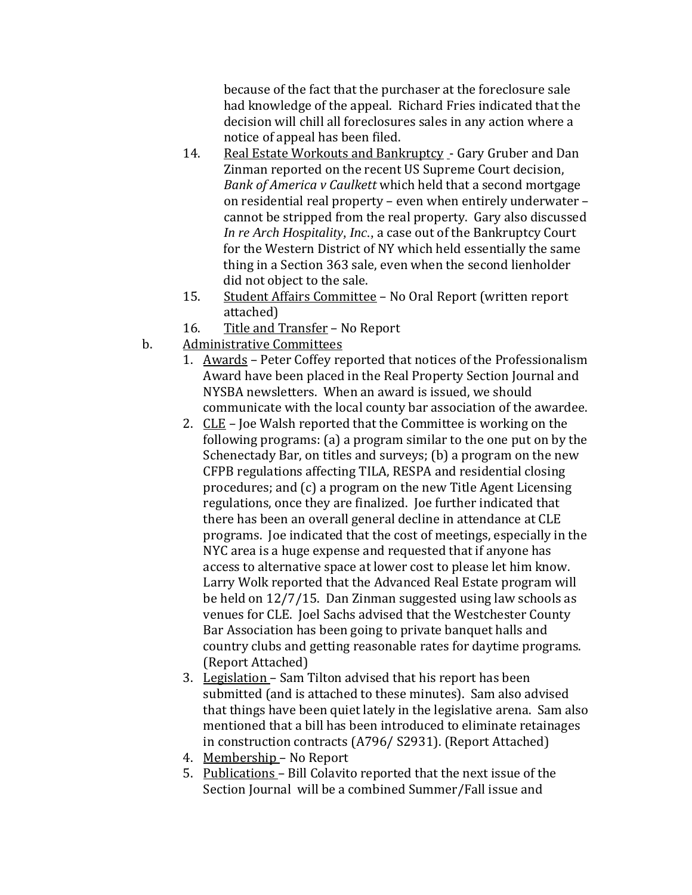because of the fact that the purchaser at the foreclosure sale had knowledge of the appeal. Richard Fries indicated that the decision will chill all foreclosures sales in any action where a notice of appeal has been filed.

14. Real Estate Workouts and Bankruptcy - Gary Gruber and Dan Zinman reported on the recent US Supreme Court decision, *Bank of America v Caulkett* which held that a second mortgage on residential real property – even when entirely underwater – cannot be stripped from the real property. Gary also discussed *In re Arch Hospitality, Inc.*, a case out of the Bankruptcy Court for the Western District of NY which held essentially the same thing in a Section 363 sale, even when the second lienholder did not object to the sale.
15. Student Affairs Committee – No Oral Report (written report attached)
16. Title and Transfer – No Report

b. Administrative Committees

1. Awards – Peter Coffey reported that notices of the Professionalism Award have been placed in the Real Property Section Journal and NYSBA newsletters. When an award is issued, we should communicate with the local county bar association of the awardee.
2. CLE – Joe Walsh reported that the Committee is working on the following programs: (a) a program similar to the one put on by the Schenectady Bar, on titles and surveys; (b) a program on the new CFPB regulations affecting TILA, RESPA and residential closing procedures; and (c) a program on the new Title Agent Licensing regulations, once they are finalized. Joe further indicated that there has been an overall general decline in attendance at CLE programs. Joe indicated that the cost of meetings, especially in the NYC area is a huge expense and requested that if anyone has access to alternative space at lower cost to please let him know. Larry Wolk reported that the Advanced Real Estate program will be held on 12/7/15. Dan Zinman suggested using law schools as venues for CLE. Joel Sachs advised that the Westchester County Bar Association has been going to private banquet halls and country clubs and getting reasonable rates for daytime programs. (Report Attached)
3. Legislation – Sam Tilton advised that his report has been submitted (and is attached to these minutes). Sam also advised that things have been quiet lately in the legislative arena. Sam also mentioned that a bill has been introduced to eliminate retainages in construction contracts (A796/ S2931). (Report Attached)
4. Membership – No Report
5. Publications – Bill Colavito reported that the next issue of the Section Journal will be a combined Summer/Fall issue and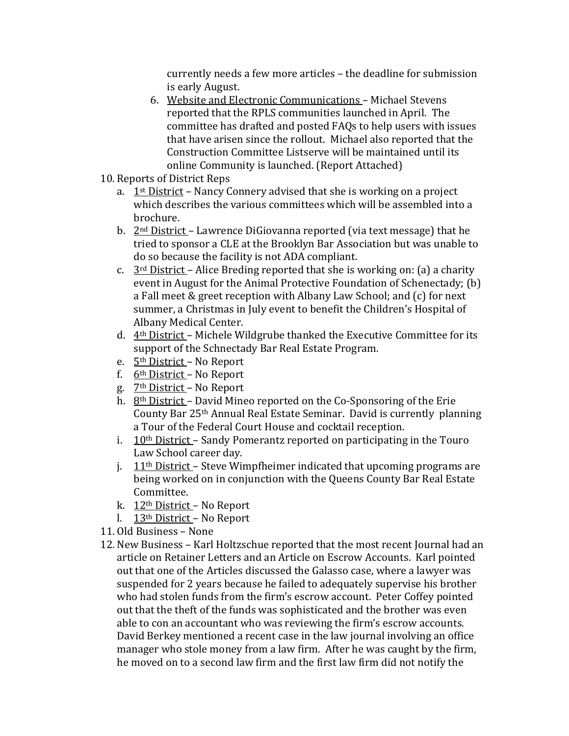currently needs a few more articles – the deadline for submission is early August.

6. Website and Electronic Communications – Michael Stevens reported that the RPLS communities launched in April. The committee has drafted and posted FAQs to help users with issues that have arisen since the rollout. Michael also reported that the Construction Committee Listserve will be maintained until its online Community is launched. (Report Attached)

10. Reports of District Reps
    a. 1st District – Nancy Connery advised that she is working on a project which describes the various committees which will be assembled into a brochure.
    b. 2nd District – Lawrence DiGiovanna reported (via text message) that he tried to sponsor a CLE at the Brooklyn Bar Association but was unable to do so because the facility is not ADA compliant.
    c. 3rd District – Alice Breding reported that she is working on: (a) a charity event in August for the Animal Protective Foundation of Schenectady; (b) a Fall meet & greet reception with Albany Law School; and (c) for next summer, a Christmas in July event to benefit the Children's Hospital of Albany Medical Center.
    d. 4th District – Michele Wildgrube thanked the Executive Committee for its support of the Schnectady Bar Real Estate Program.
    e. 5th District – No Report
    f. 6th District – No Report
    g. 7th District – No Report
    h. 8th District – David Mineo reported on the Co-Sponsoring of the Erie County Bar 25th Annual Real Estate Seminar. David is currently planning a Tour of the Federal Court House and cocktail reception.
    i. 10th District – Sandy Pomerantz reported on participating in the Touro Law School career day.
    j. 11th District – Steve Wimpfheimer indicated that upcoming programs are being worked on in conjunction with the Queens County Bar Real Estate Committee.
    k. 12th District – No Report
    l. 13th District – No Report
11. Old Business – None
12. New Business – Karl Holtzschue reported that the most recent Journal had an article on Retainer Letters and an Article on Escrow Accounts. Karl pointed out that one of the Articles discussed the Galasso case, where a lawyer was suspended for 2 years because he failed to adequately supervise his brother who had stolen funds from the firm's escrow account. Peter Coffey pointed out that the theft of the funds was sophisticated and the brother was even able to con an accountant who was reviewing the firm's escrow accounts. David Berkey mentioned a recent case in the law journal involving an office manager who stole money from a law firm. After he was caught by the firm, he moved on to a second law firm and the first law firm did not notify the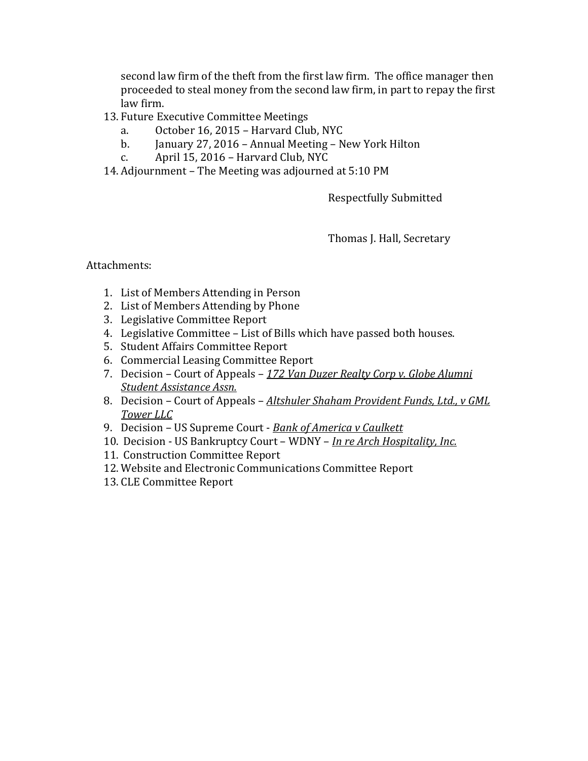second law firm of the theft from the first law firm. The office manager then proceeded to steal money from the second law firm, in part to repay the first law firm.

13. Future Executive Committee Meetings
    a. October 16, 2015 – Harvard Club, NYC
    b. January 27, 2016 – Annual Meeting – New York Hilton
    c. April 15, 2016 – Harvard Club, NYC
14. Adjournment – The Meeting was adjourned at 5:10 PM

Respectfully Submitted

Thomas J. Hall, Secretary

Attachments:

1. List of Members Attending in Person
2. List of Members Attending by Phone
3. Legislative Committee Report
4. Legislative Committee – List of Bills which have passed both houses.
5. Student Affairs Committee Report
6. Commercial Leasing Committee Report
7. Decision – Court of Appeals – *172 Van Duzer Realty Corp v. Globe Alumni Student Assistance Assn.*
8. Decision – Court of Appeals – *Altshuler Shaham Provident Funds, Ltd., v GML Tower LLC*
9. Decision – US Supreme Court - *Bank of America v Caulkett*
10. Decision - US Bankruptcy Court – WDNY – *In re Arch Hospitality, Inc.*
11. Construction Committee Report
12. Website and Electronic Communications Committee Report
13. CLE Committee Report